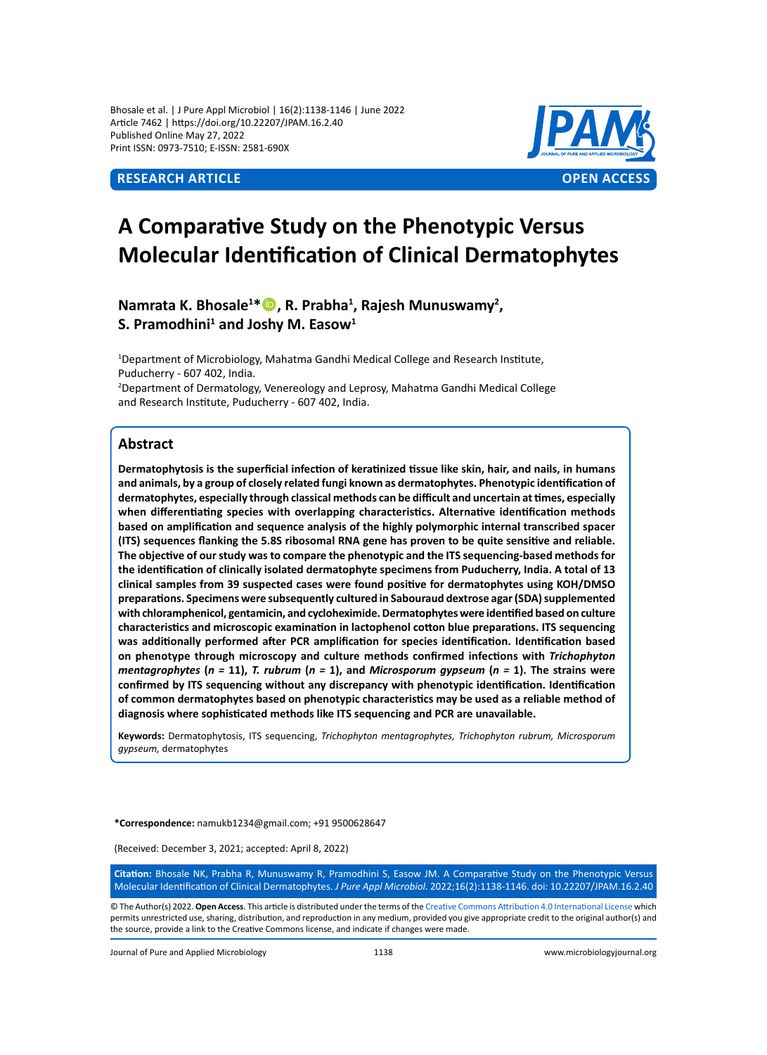Bhosale et al. | J Pure Appl Microbiol | 16(2):1138-1146 | June 2022
Article 7462 | https://doi.org/10.22207/JPAM.16.2.40
Published Online May 27, 2022
Print ISSN: 0973-7510; E-ISSN: 2581-690X

**RESEARCH ARTICLE** **OPEN ACCESS**

# A Comparative Study on the Phenotypic Versus Molecular Identification of Clinical Dermatophytes

**Namrata K. Bhosale[1]*, R. Prabha[1], Rajesh Munuswamy[2], S. Pramodhini[1] and Joshy M. Easow[1]**

[1]Department of Microbiology, Mahatma Gandhi Medical College and Research Institute, Puducherry - 607 402, India.
[2]Department of Dermatology, Venereology and Leprosy, Mahatma Gandhi Medical College and Research Institute, Puducherry - 607 402, India.

## Abstract

**Dermatophytosis is the superficial infection of keratinized tissue like skin, hair, and nails, in humans and animals, by a group of closely related fungi known as dermatophytes. Phenotypic identification of dermatophytes, especially through classical methods can be difficult and uncertain at times, especially when differentiating species with overlapping characteristics. Alternative identification methods based on amplification and sequence analysis of the highly polymorphic internal transcribed spacer (ITS) sequences flanking the 5.8S ribosomal RNA gene has proven to be quite sensitive and reliable. The objective of our study was to compare the phenotypic and the ITS sequencing-based methods for the identification of clinically isolated dermatophyte specimens from Puducherry, India. A total of 13 clinical samples from 39 suspected cases were found positive for dermatophytes using KOH/DMSO preparations. Specimens were subsequently cultured in Sabouraud dextrose agar (SDA) supplemented with chloramphenicol, gentamicin, and cycloheximide. Dermatophytes were identified based on culture characteristics and microscopic examination in lactophenol cotton blue preparations. ITS sequencing was additionally performed after PCR amplification for species identification. Identification based on phenotype through microscopy and culture methods confirmed infections with *Trichophyton mentagrophytes* (*n* = 11), *T. rubrum* (*n* = 1), and *Microsporum gypseum* (*n* = 1). The strains were confirmed by ITS sequencing without any discrepancy with phenotypic identification. Identification of common dermatophytes based on phenotypic characteristics may be used as a reliable method of diagnosis where sophisticated methods like ITS sequencing and PCR are unavailable.**

**Keywords:** Dermatophytosis, ITS sequencing, *Trichophyton mentagrophytes, Trichophyton rubrum, Microsporum gypseum,* dermatophytes

**\*Correspondence:** namukb1234@gmail.com; +91 9500628647

(Received: December 3, 2021; accepted: April 8, 2022)

**Citation:** Bhosale NK, Prabha R, Munuswamy R, Pramodhini S, Easow JM. A Comparative Study on the Phenotypic Versus Molecular Identification of Clinical Dermatophytes. *J Pure Appl Microbiol.* 2022;16(2):1138-1146. doi: 10.22207/JPAM.16.2.40

© The Author(s) 2022. **Open Access**. This article is distributed under the terms of the Creative Commons Attribution 4.0 International License which permits unrestricted use, sharing, distribution, and reproduction in any medium, provided you give appropriate credit to the original author(s) and the source, provide a link to the Creative Commons license, and indicate if changes were made.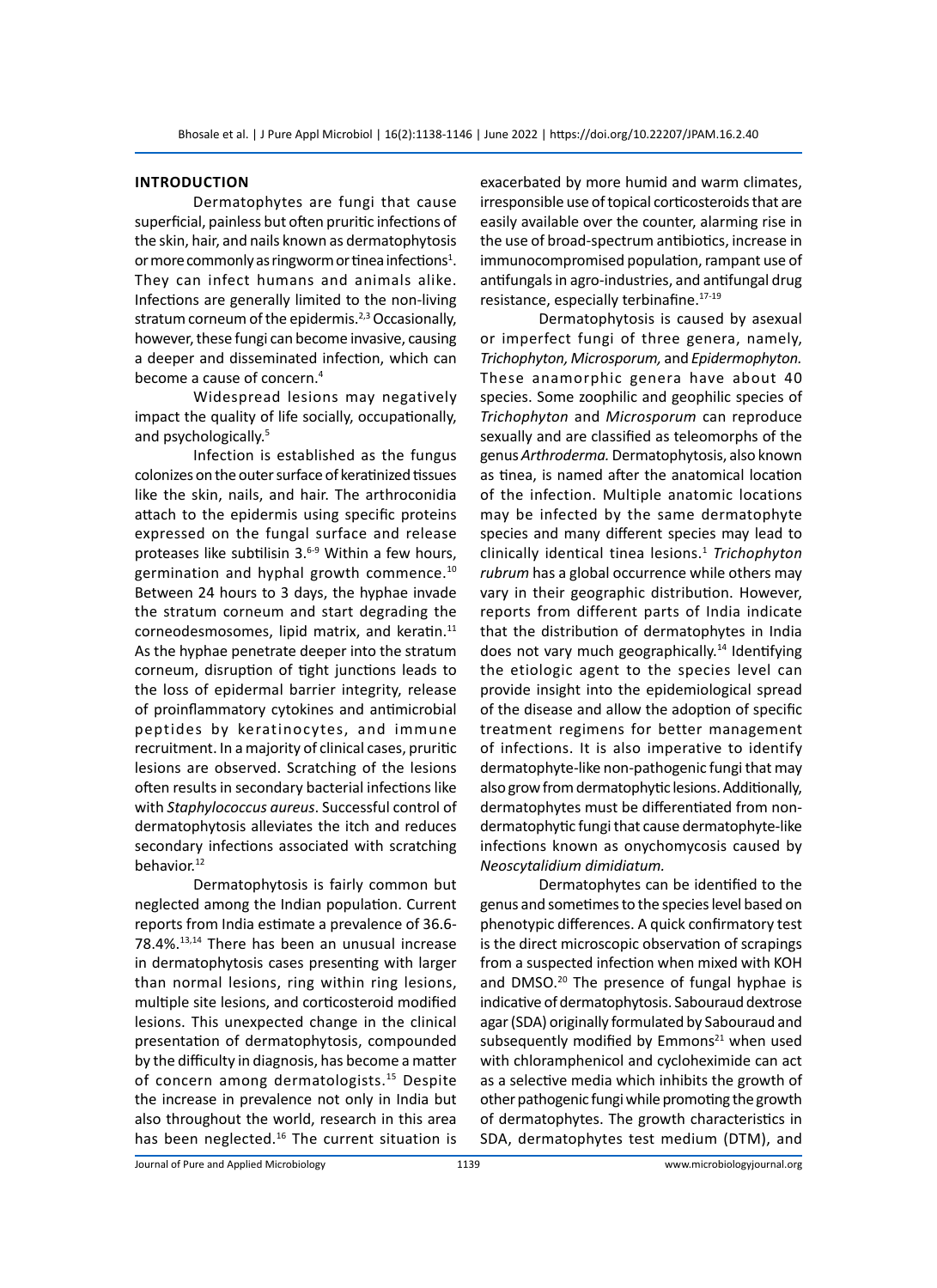## INTRODUCTION

Dermatophytes are fungi that cause superficial, painless but often pruritic infections of the skin, hair, and nails known as dermatophytosis or more commonly as ringworm or tinea infections[1]. They can infect humans and animals alike. Infections are generally limited to the non-living stratum corneum of the epidermis.[2,3] Occasionally, however, these fungi can become invasive, causing a deeper and disseminated infection, which can become a cause of concern.[4]

Widespread lesions may negatively impact the quality of life socially, occupationally, and psychologically.[5]

Infection is established as the fungus colonizes on the outer surface of keratinized tissues like the skin, nails, and hair. The arthroconidia attach to the epidermis using specific proteins expressed on the fungal surface and release proteases like subtilisin 3.[6-9] Within a few hours, germination and hyphal growth commence.[10] Between 24 hours to 3 days, the hyphae invade the stratum corneum and start degrading the corneodesmosomes, lipid matrix, and keratin.[11] As the hyphae penetrate deeper into the stratum corneum, disruption of tight junctions leads to the loss of epidermal barrier integrity, release of proinflammatory cytokines and antimicrobial peptides by keratinocytes, and immune recruitment. In a majority of clinical cases, pruritic lesions are observed. Scratching of the lesions often results in secondary bacterial infections like with *Staphylococcus aureus*. Successful control of dermatophytosis alleviates the itch and reduces secondary infections associated with scratching behavior.[12]

Dermatophytosis is fairly common but neglected among the Indian population. Current reports from India estimate a prevalence of 36.6-78.4%.[13,14] There has been an unusual increase in dermatophytosis cases presenting with larger than normal lesions, ring within ring lesions, multiple site lesions, and corticosteroid modified lesions. This unexpected change in the clinical presentation of dermatophytosis, compounded by the difficulty in diagnosis, has become a matter of concern among dermatologists.[15] Despite the increase in prevalence not only in India but also throughout the world, research in this area has been neglected.[16] The current situation is exacerbated by more humid and warm climates, irresponsible use of topical corticosteroids that are easily available over the counter, alarming rise in the use of broad-spectrum antibiotics, increase in immunocompromised population, rampant use of antifungals in agro-industries, and antifungal drug resistance, especially terbinafine.[17-19]

Dermatophytosis is caused by asexual or imperfect fungi of three genera, namely, *Trichophyton, Microsporum,* and *Epidermophyton.* These anamorphic genera have about 40 species. Some zoophilic and geophilic species of *Trichophyton* and *Microsporum* can reproduce sexually and are classified as teleomorphs of the genus *Arthroderma.* Dermatophytosis, also known as tinea, is named after the anatomical location of the infection. Multiple anatomic locations may be infected by the same dermatophyte species and many different species may lead to clinically identical tinea lesions.[1] *Trichophyton rubrum* has a global occurrence while others may vary in their geographic distribution. However, reports from different parts of India indicate that the distribution of dermatophytes in India does not vary much geographically.[14] Identifying the etiologic agent to the species level can provide insight into the epidemiological spread of the disease and allow the adoption of specific treatment regimens for better management of infections. It is also imperative to identify dermatophyte-like non-pathogenic fungi that may also grow from dermatophytic lesions. Additionally, dermatophytes must be differentiated from non-dermatophytic fungi that cause dermatophyte-like infections known as onychomycosis caused by *Neoscytalidium dimidiatum.*

Dermatophytes can be identified to the genus and sometimes to the species level based on phenotypic differences. A quick confirmatory test is the direct microscopic observation of scrapings from a suspected infection when mixed with KOH and DMSO.[20] The presence of fungal hyphae is indicative of dermatophytosis. Sabouraud dextrose agar (SDA) originally formulated by Sabouraud and subsequently modified by Emmons[21] when used with chloramphenicol and cycloheximide can act as a selective media which inhibits the growth of other pathogenic fungi while promoting the growth of dermatophytes. The growth characteristics in SDA, dermatophytes test medium (DTM), and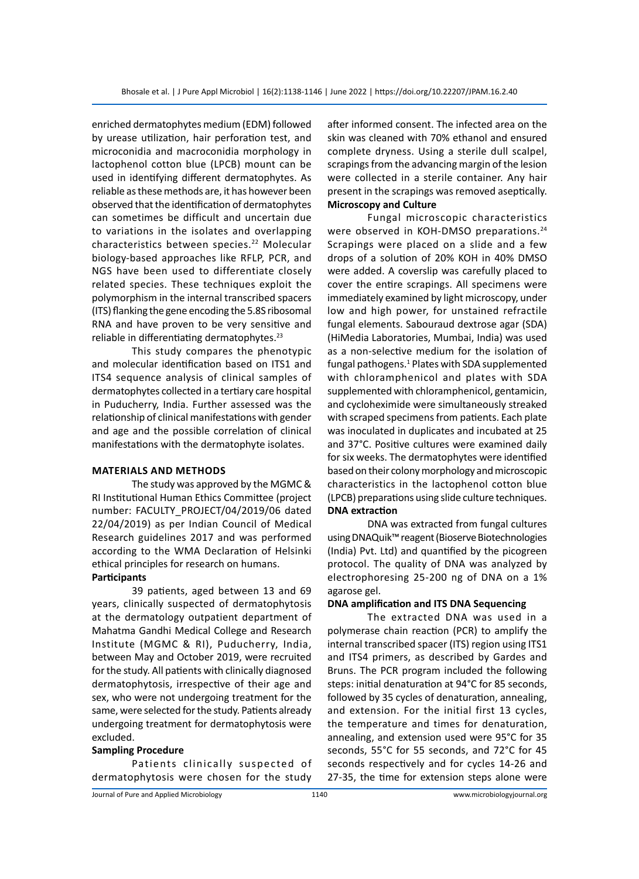enriched dermatophytes medium (EDM) followed by urease utilization, hair perforation test, and microconidia and macroconidia morphology in lactophenol cotton blue (LPCB) mount can be used in identifying different dermatophytes. As reliable as these methods are, it has however been observed that the identification of dermatophytes can sometimes be difficult and uncertain due to variations in the isolates and overlapping characteristics between species.[22] Molecular biology-based approaches like RFLP, PCR, and NGS have been used to differentiate closely related species. These techniques exploit the polymorphism in the internal transcribed spacers (ITS) flanking the gene encoding the 5.8S ribosomal RNA and have proven to be very sensitive and reliable in differentiating dermatophytes.[23]

This study compares the phenotypic and molecular identification based on ITS1 and ITS4 sequence analysis of clinical samples of dermatophytes collected in a tertiary care hospital in Puducherry, India. Further assessed was the relationship of clinical manifestations with gender and age and the possible correlation of clinical manifestations with the dermatophyte isolates.

## MATERIALS AND METHODS

The study was approved by the MGMC & RI Institutional Human Ethics Committee (project number: FACULTY_PROJECT/04/2019/06 dated 22/04/2019) as per Indian Council of Medical Research guidelines 2017 and was performed according to the WMA Declaration of Helsinki ethical principles for research on humans.

### Participants

39 patients, aged between 13 and 69 years, clinically suspected of dermatophytosis at the dermatology outpatient department of Mahatma Gandhi Medical College and Research Institute (MGMC & RI), Puducherry, India, between May and October 2019, were recruited for the study. All patients with clinically diagnosed dermatophytosis, irrespective of their age and sex, who were not undergoing treatment for the same, were selected for the study. Patients already undergoing treatment for dermatophytosis were excluded.

### Sampling Procedure

Patients clinically suspected of dermatophytosis were chosen for the study after informed consent. The infected area on the skin was cleaned with 70% ethanol and ensured complete dryness. Using a sterile dull scalpel, scrapings from the advancing margin of the lesion were collected in a sterile container. Any hair present in the scrapings was removed aseptically.

### Microscopy and Culture

Fungal microscopic characteristics were observed in KOH-DMSO preparations.[24] Scrapings were placed on a slide and a few drops of a solution of 20% KOH in 40% DMSO were added. A coverslip was carefully placed to cover the entire scrapings. All specimens were immediately examined by light microscopy, under low and high power, for unstained refractile fungal elements. Sabouraud dextrose agar (SDA) (HiMedia Laboratories, Mumbai, India) was used as a non-selective medium for the isolation of fungal pathogens.[1] Plates with SDA supplemented with chloramphenicol and plates with SDA supplemented with chloramphenicol, gentamicin, and cycloheximide were simultaneously streaked with scraped specimens from patients. Each plate was inoculated in duplicates and incubated at 25 and 37°C. Positive cultures were examined daily for six weeks. The dermatophytes were identified based on their colony morphology and microscopic characteristics in the lactophenol cotton blue (LPCB) preparations using slide culture techniques.

### DNA extraction

DNA was extracted from fungal cultures using DNAQuik™ reagent (Bioserve Biotechnologies (India) Pvt. Ltd) and quantified by the picogreen protocol. The quality of DNA was analyzed by electrophoresing 25-200 ng of DNA on a 1% agarose gel.

### DNA amplification and ITS DNA Sequencing

The extracted DNA was used in a polymerase chain reaction (PCR) to amplify the internal transcribed spacer (ITS) region using ITS1 and ITS4 primers, as described by Gardes and Bruns. The PCR program included the following steps: initial denaturation at 94°C for 85 seconds, followed by 35 cycles of denaturation, annealing, and extension. For the initial first 13 cycles, the temperature and times for denaturation, annealing, and extension used were 95°C for 35 seconds, 55°C for 55 seconds, and 72°C for 45 seconds respectively and for cycles 14-26 and 27-35, the time for extension steps alone were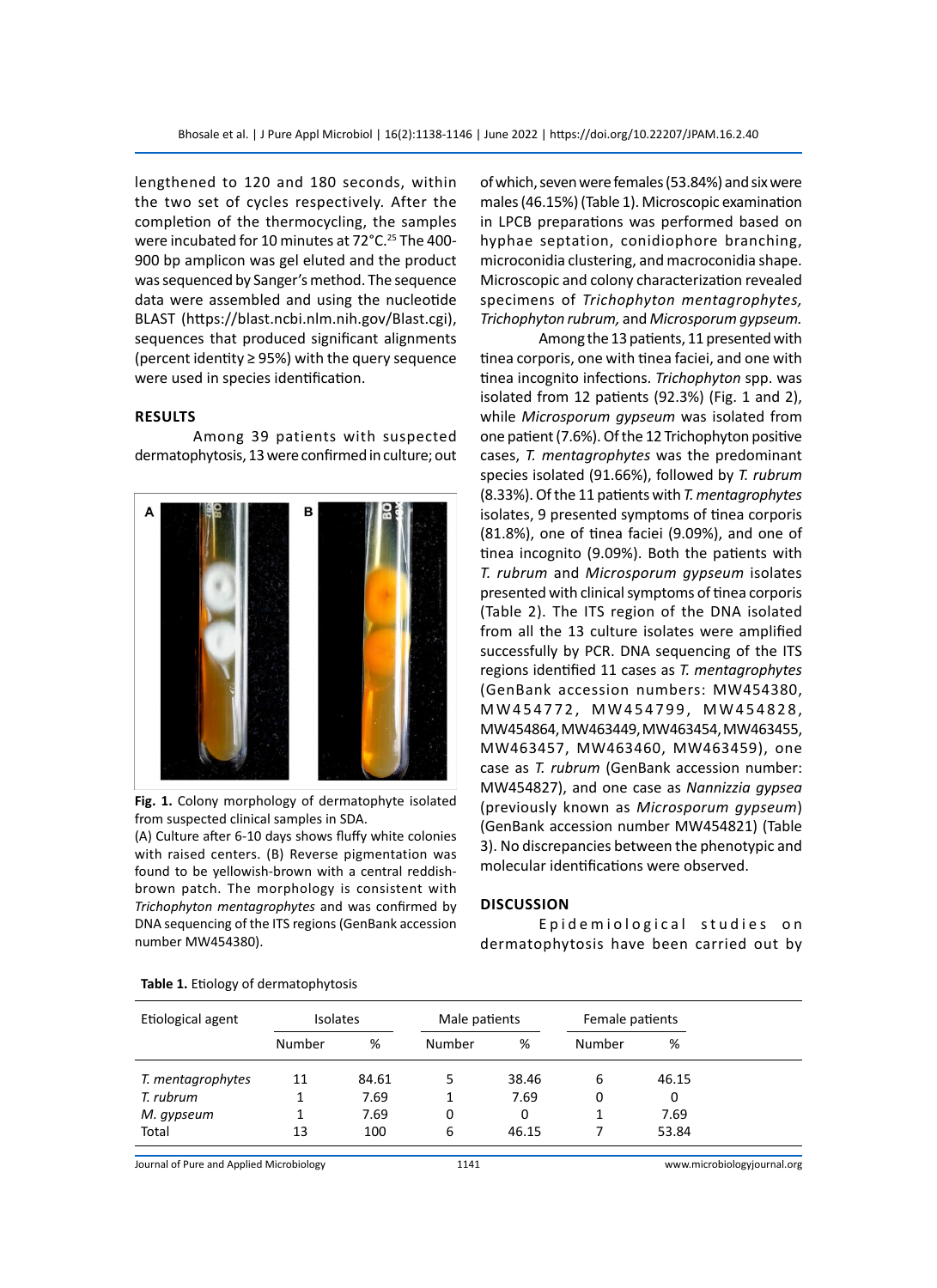lengthened to 120 and 180 seconds, within the two set of cycles respectively. After the completion of the thermocycling, the samples were incubated for 10 minutes at 72°C.[25] The 400-900 bp amplicon was gel eluted and the product was sequenced by Sanger's method. The sequence data were assembled and using the nucleotide BLAST (https://blast.ncbi.nlm.nih.gov/Blast.cgi), sequences that produced significant alignments (percent identity ≥ 95%) with the query sequence were used in species identification.

## RESULTS

Among 39 patients with suspected dermatophytosis, 13 were confirmed in culture; out of which, seven were females (53.84%) and six were males (46.15%) (Table 1). Microscopic examination in LPCB preparations was performed based on hyphae septation, conidiophore branching, microconidia clustering, and macroconidia shape. Microscopic and colony characterization revealed specimens of *Trichophyton mentagrophytes, Trichophyton rubrum,* and *Microsporum gypseum.*

**Fig. 1.** Colony morphology of dermatophyte isolated from suspected clinical samples in SDA.
(A) Culture after 6-10 days shows fluffy white colonies with raised centers. (B) Reverse pigmentation was found to be yellowish-brown with a central reddish-brown patch. The morphology is consistent with *Trichophyton mentagrophytes* and was confirmed by DNA sequencing of the ITS regions (GenBank accession number MW454380).

Among the 13 patients, 11 presented with tinea corporis, one with tinea faciei, and one with tinea incognito infections. *Trichophyton* spp. was isolated from 12 patients (92.3%) (Fig. 1 and 2), while *Microsporum gypseum* was isolated from one patient (7.6%). Of the 12 Trichophyton positive cases, *T. mentagrophytes* was the predominant species isolated (91.66%), followed by *T. rubrum* (8.33%). Of the 11 patients with *T. mentagrophytes* isolates, 9 presented symptoms of tinea corporis (81.8%), one of tinea faciei (9.09%), and one of tinea incognito (9.09%). Both the patients with *T. rubrum* and *Microsporum gypseum* isolates presented with clinical symptoms of tinea corporis (Table 2). The ITS region of the DNA isolated from all the 13 culture isolates were amplified successfully by PCR. DNA sequencing of the ITS regions identified 11 cases as *T. mentagrophytes* (GenBank accession numbers: MW454380, MW454772, MW454799, MW454828, MW454864, MW463449, MW463454, MW463455, MW463457, MW463460, MW463459), one case as *T. rubrum* (GenBank accession number: MW454827), and one case as *Nannizzia gypsea* (previously known as *Microsporum gypseum*) (GenBank accession number MW454821) (Table 3). No discrepancies between the phenotypic and molecular identifications were observed.

## DISCUSSION

Epidemiological studies on dermatophytosis have been carried out by

**Table 1.** Etiology of dermatophytosis

| Etiological agent | Isolates | | Male patients | | Female patients | |
|---|---|---|---|---|---|---|
| | Number | % | Number | % | Number | % |
| *T. mentagrophytes* | 11 | 84.61 | 5 | 38.46 | 6 | 46.15 |
| *T. rubrum* | 1 | 7.69 | 1 | 7.69 | 0 | 0 |
| *M. gypseum* | 1 | 7.69 | 0 | 0 | 1 | 7.69 |
| Total | 13 | 100 | 6 | 46.15 | 7 | 53.84 |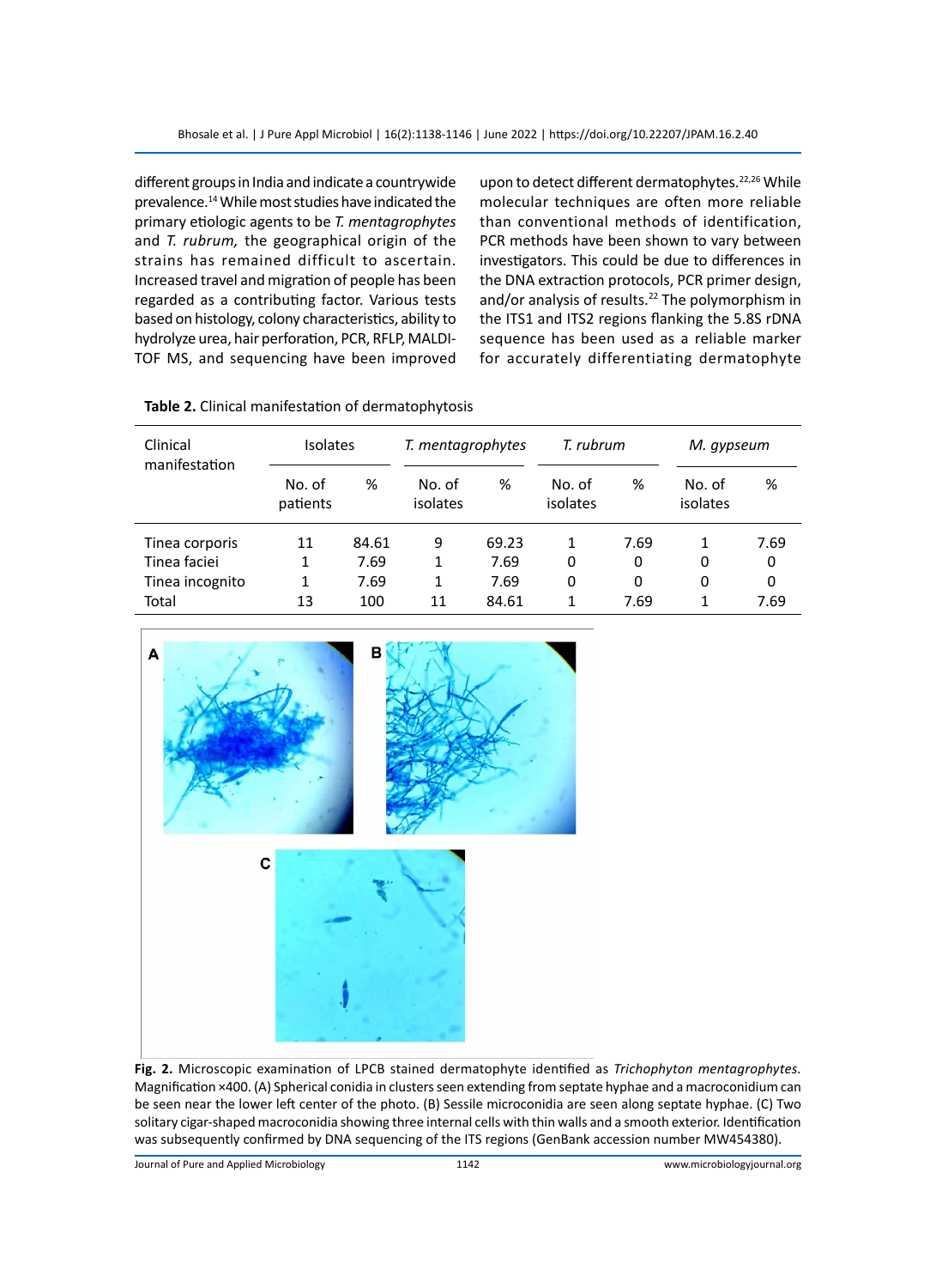different groups in India and indicate a countrywide prevalence.[14] While most studies have indicated the primary etiologic agents to be *T. mentagrophytes* and *T. rubrum,* the geographical origin of the strains has remained difficult to ascertain. Increased travel and migration of people has been regarded as a contributing factor. Various tests based on histology, colony characteristics, ability to hydrolyze urea, hair perforation, PCR, RFLP, MALDI-TOF MS, and sequencing have been improved upon to detect different dermatophytes.[22,26] While molecular techniques are often more reliable than conventional methods of identification, PCR methods have been shown to vary between investigators. This could be due to differences in the DNA extraction protocols, PCR primer design, and/or analysis of results.[22] The polymorphism in the ITS1 and ITS2 regions flanking the 5.8S rDNA sequence has been used as a reliable marker for accurately differentiating dermatophyte

**Table 2.** Clinical manifestation of dermatophytosis

| Clinical manifestation | Isolates | | *T. mentagrophytes* | | *T. rubrum* | | *M. gypseum* | |
|---|---|---|---|---|---|---|---|---|
| | No. of patients | % | No. of isolates | % | No. of isolates | % | No. of isolates | % |
| Tinea corporis | 11 | 84.61 | 9 | 69.23 | 1 | 7.69 | 1 | 7.69 |
| Tinea faciei | 1 | 7.69 | 1 | 7.69 | 0 | 0 | 0 | 0 |
| Tinea incognito | 1 | 7.69 | 1 | 7.69 | 0 | 0 | 0 | 0 |
| Total | 13 | 100 | 11 | 84.61 | 1 | 7.69 | 1 | 7.69 |

**Fig. 2.** Microscopic examination of LPCB stained dermatophyte identified as *Trichophyton mentagrophytes.* Magnification ×400. (A) Spherical conidia in clusters seen extending from septate hyphae and a macroconidium can be seen near the lower left center of the photo. (B) Sessile microconidia are seen along septate hyphae. (C) Two solitary cigar-shaped macroconidia showing three internal cells with thin walls and a smooth exterior. Identification was subsequently confirmed by DNA sequencing of the ITS regions (GenBank accession number MW454380).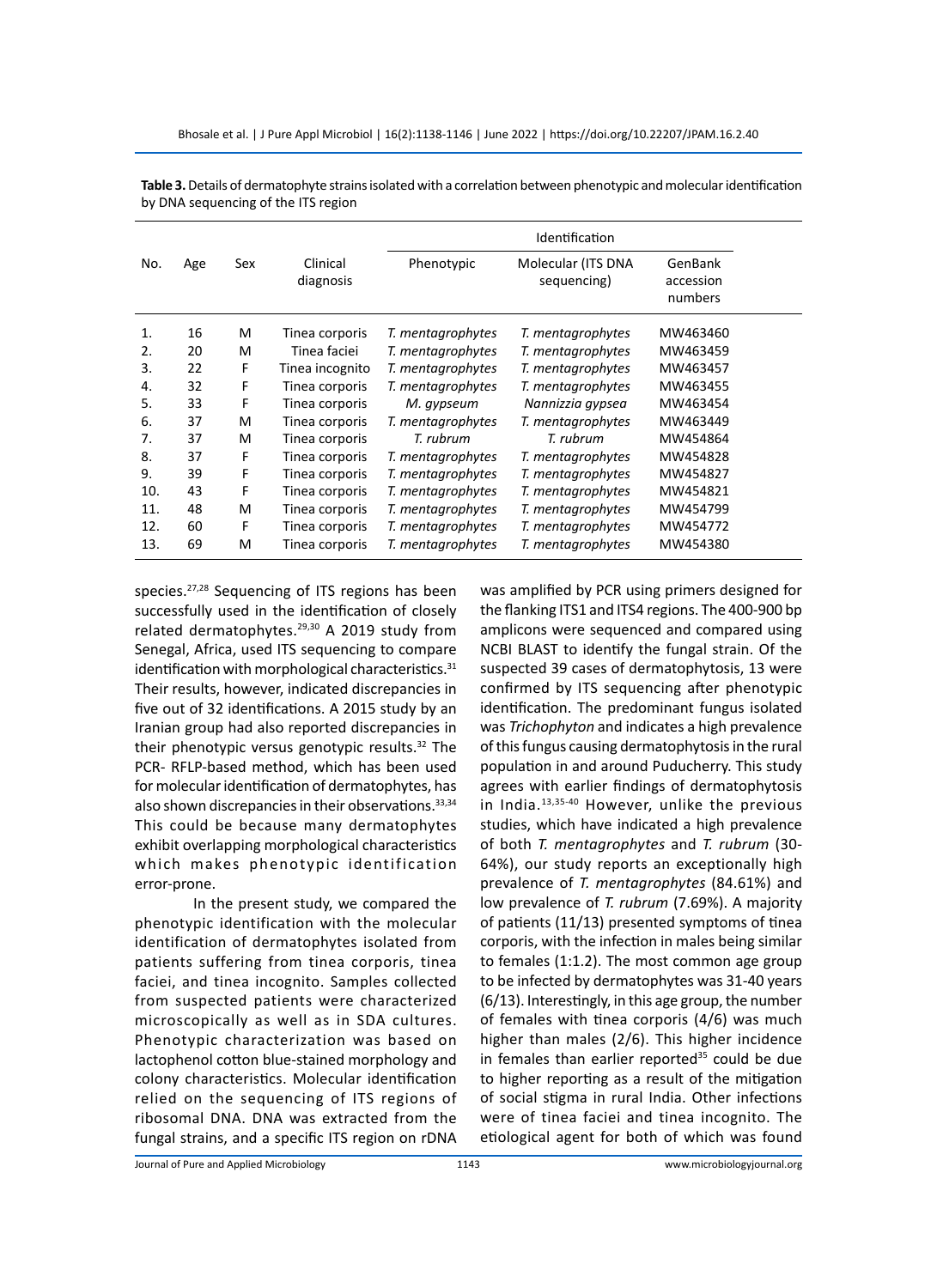**Table 3.** Details of dermatophyte strains isolated with a correlation between phenotypic and molecular identification by DNA sequencing of the ITS region

| No. | Age | Sex | Clinical diagnosis | Identification | | |
|---|---|---|---|---|---|---|
| | | | | Phenotypic | Molecular (ITS DNA sequencing) | GenBank accession numbers |
| 1. | 16 | M | Tinea corporis | *T. mentagrophytes* | *T. mentagrophytes* | MW463460 |
| 2. | 20 | M | Tinea faciei | *T. mentagrophytes* | *T. mentagrophytes* | MW463459 |
| 3. | 22 | F | Tinea incognito | *T. mentagrophytes* | *T. mentagrophytes* | MW463457 |
| 4. | 32 | F | Tinea corporis | *T. mentagrophytes* | *T. mentagrophytes* | MW463455 |
| 5. | 33 | F | Tinea corporis | *M. gypseum* | *Nannizzia gypsea* | MW463454 |
| 6. | 37 | M | Tinea corporis | *T. mentagrophytes* | *T. mentagrophytes* | MW463449 |
| 7. | 37 | M | Tinea corporis | *T. rubrum* | *T. rubrum* | MW454864 |
| 8. | 37 | F | Tinea corporis | *T. mentagrophytes* | *T. mentagrophytes* | MW454828 |
| 9. | 39 | F | Tinea corporis | *T. mentagrophytes* | *T. mentagrophytes* | MW454827 |
| 10. | 43 | F | Tinea corporis | *T. mentagrophytes* | *T. mentagrophytes* | MW454821 |
| 11. | 48 | M | Tinea corporis | *T. mentagrophytes* | *T. mentagrophytes* | MW454799 |
| 12. | 60 | F | Tinea corporis | *T. mentagrophytes* | *T. mentagrophytes* | MW454772 |
| 13. | 69 | M | Tinea corporis | *T. mentagrophytes* | *T. mentagrophytes* | MW454380 |

species.[27,28] Sequencing of ITS regions has been successfully used in the identification of closely related dermatophytes.[29,30] A 2019 study from Senegal, Africa, used ITS sequencing to compare identification with morphological characteristics.[31] Their results, however, indicated discrepancies in five out of 32 identifications. A 2015 study by an Iranian group had also reported discrepancies in their phenotypic versus genotypic results.[32] The PCR- RFLP-based method, which has been used for molecular identification of dermatophytes, has also shown discrepancies in their observations.[33,34] This could be because many dermatophytes exhibit overlapping morphological characteristics which makes phenotypic identification error-prone.

In the present study, we compared the phenotypic identification with the molecular identification of dermatophytes isolated from patients suffering from tinea corporis, tinea faciei, and tinea incognito. Samples collected from suspected patients were characterized microscopically as well as in SDA cultures. Phenotypic characterization was based on lactophenol cotton blue-stained morphology and colony characteristics. Molecular identification relied on the sequencing of ITS regions of ribosomal DNA. DNA was extracted from the fungal strains, and a specific ITS region on rDNA was amplified by PCR using primers designed for the flanking ITS1 and ITS4 regions. The 400-900 bp amplicons were sequenced and compared using NCBI BLAST to identify the fungal strain. Of the suspected 39 cases of dermatophytosis, 13 were confirmed by ITS sequencing after phenotypic identification. The predominant fungus isolated was *Trichophyton* and indicates a high prevalence of this fungus causing dermatophytosis in the rural population in and around Puducherry. This study agrees with earlier findings of dermatophytosis in India.[13,35-40] However, unlike the previous studies, which have indicated a high prevalence of both *T. mentagrophytes* and *T. rubrum* (30-64%), our study reports an exceptionally high prevalence of *T. mentagrophytes* (84.61%) and low prevalence of *T. rubrum* (7.69%). A majority of patients (11/13) presented symptoms of tinea corporis, with the infection in males being similar to females (1:1.2). The most common age group to be infected by dermatophytes was 31-40 years (6/13). Interestingly, in this age group, the number of females with tinea corporis (4/6) was much higher than males (2/6). This higher incidence in females than earlier reported[35] could be due to higher reporting as a result of the mitigation of social stigma in rural India. Other infections were of tinea faciei and tinea incognito. The etiological agent for both of which was found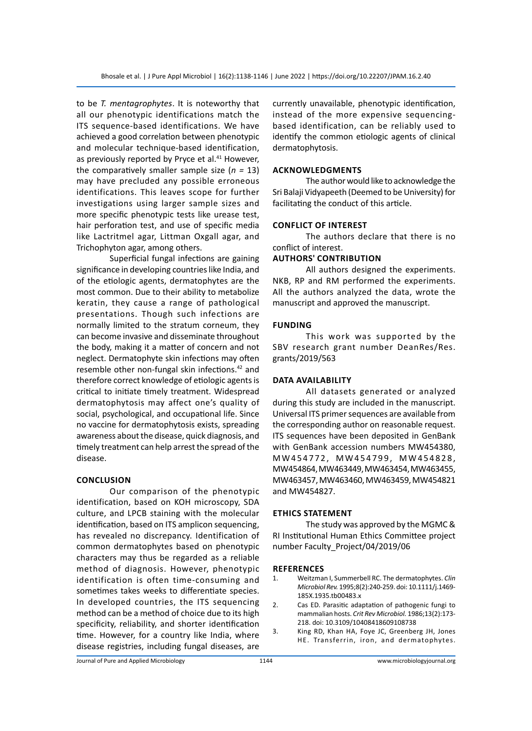to be *T. mentagrophytes*. It is noteworthy that all our phenotypic identifications match the ITS sequence-based identifications. We have achieved a good correlation between phenotypic and molecular technique-based identification, as previously reported by Pryce et al.[41] However, the comparatively smaller sample size (*n* = 13) may have precluded any possible erroneous identifications. This leaves scope for further investigations using larger sample sizes and more specific phenotypic tests like urease test, hair perforation test, and use of specific media like Lactritmel agar, Littman Oxgall agar, and Trichophyton agar, among others.

Superficial fungal infections are gaining significance in developing countries like India, and of the etiologic agents, dermatophytes are the most common. Due to their ability to metabolize keratin, they cause a range of pathological presentations. Though such infections are normally limited to the stratum corneum, they can become invasive and disseminate throughout the body, making it a matter of concern and not neglect. Dermatophyte skin infections may often resemble other non-fungal skin infections.[42] and therefore correct knowledge of etiologic agents is critical to initiate timely treatment. Widespread dermatophytosis may affect one's quality of social, psychological, and occupational life. Since no vaccine for dermatophytosis exists, spreading awareness about the disease, quick diagnosis, and timely treatment can help arrest the spread of the disease.

## CONCLUSION

Our comparison of the phenotypic identification, based on KOH microscopy, SDA culture, and LPCB staining with the molecular identification, based on ITS amplicon sequencing, has revealed no discrepancy. Identification of common dermatophytes based on phenotypic characters may thus be regarded as a reliable method of diagnosis. However, phenotypic identification is often time-consuming and sometimes takes weeks to differentiate species. In developed countries, the ITS sequencing method can be a method of choice due to its high specificity, reliability, and shorter identification time. However, for a country like India, where disease registries, including fungal diseases, are currently unavailable, phenotypic identification, instead of the more expensive sequencing-based identification, can be reliably used to identify the common etiologic agents of clinical dermatophytosis.

## ACKNOWLEDGMENTS

The author would like to acknowledge the Sri Balaji Vidyapeeth (Deemed to be University) for facilitating the conduct of this article.

## CONFLICT OF INTEREST

The authors declare that there is no conflict of interest.

## AUTHORS' CONTRIBUTION

All authors designed the experiments. NKB, RP and RM performed the experiments. All the authors analyzed the data, wrote the manuscript and approved the manuscript.

## FUNDING

This work was supported by the SBV research grant number DeanRes/Res. grants/2019/563

## DATA AVAILABILITY

All datasets generated or analyzed during this study are included in the manuscript. Universal ITS primer sequences are available from the corresponding author on reasonable request. ITS sequences have been deposited in GenBank with GenBank accession numbers MW454380, MW454772, MW454799, MW454828, MW454864, MW463449, MW463454, MW463455, MW463457, MW463460, MW463459, MW454821 and MW454827.

## ETHICS STATEMENT

The study was approved by the MGMC & RI Institutional Human Ethics Committee project number Faculty_Project/04/2019/06

## REFERENCES

1. Weitzman I, Summerbell RC. The dermatophytes. *Clin Microbiol Rev.* 1995;8(2):240-259. doi: 10.1111/j.1469-185X.1935.tb00483.x
2. Cas ED. Parasitic adaptation of pathogenic fungi to mammalian hosts. *Crit Rev Microbiol.* 1986;13(2):173-218. doi: 10.3109/10408418609108738
3. King RD, Khan HA, Foye JC, Greenberg JH, Jones HE. Transferrin, iron, and dermatophytes.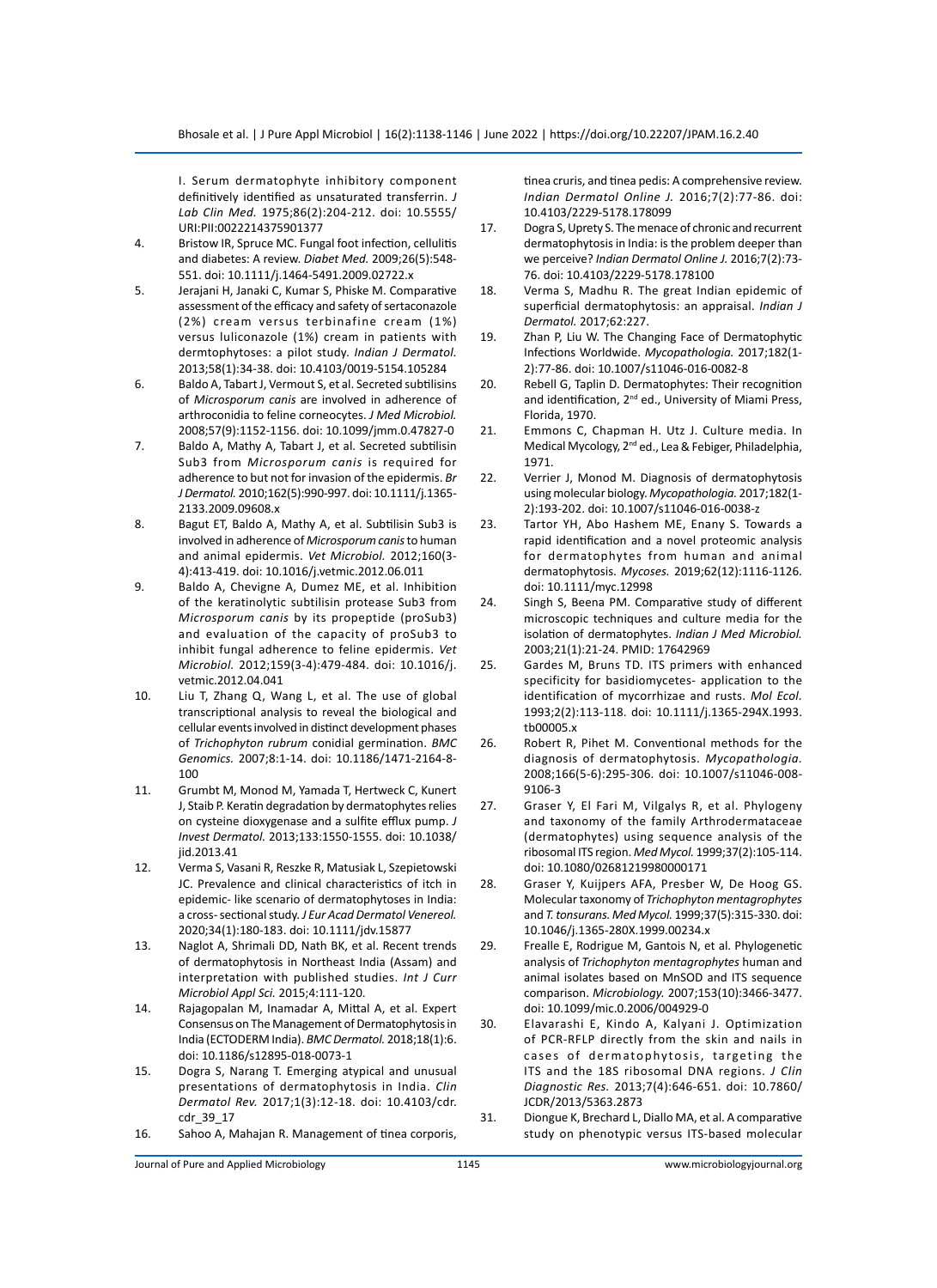I. Serum dermatophyte inhibitory component definitively identified as unsaturated transferrin. *J Lab Clin Med.* 1975;86(2):204-212. doi: 10.5555/URI:PII:0022214375901377

4. Bristow IR, Spruce MC. Fungal foot infection, cellulitis and diabetes: A review. *Diabet Med.* 2009;26(5):548-551. doi: 10.1111/j.1464-5491.2009.02722.x
5. Jerajani H, Janaki C, Kumar S, Phiske M. Comparative assessment of the efficacy and safety of sertaconazole (2%) cream versus terbinafine cream (1%) versus luliconazole (1%) cream in patients with dermtophytoses: a pilot study. *Indian J Dermatol.* 2013;58(1):34-38. doi: 10.4103/0019-5154.105284
6. Baldo A, Tabart J, Vermout S, et al. Secreted subtilisins of *Microsporum canis* are involved in adherence of arthroconidia to feline corneocytes. *J Med Microbiol.* 2008;57(9):1152-1156. doi: 10.1099/jmm.0.47827-0
7. Baldo A, Mathy A, Tabart J, et al. Secreted subtilisin Sub3 from *Microsporum canis* is required for adherence to but not for invasion of the epidermis. *Br J Dermatol.* 2010;162(5):990-997. doi: 10.1111/j.1365-2133.2009.09608.x
8. Bagut ET, Baldo A, Mathy A, et al. Subtilisin Sub3 is involved in adherence of *Microsporum canis* to human and animal epidermis. *Vet Microbiol.* 2012;160(3-4):413-419. doi: 10.1016/j.vetmic.2012.06.011
9. Baldo A, Chevigne A, Dumez ME, et al. Inhibition of the keratinolytic subtilisin protease Sub3 from *Microsporum canis* by its propeptide (proSub3) and evaluation of the capacity of proSub3 to inhibit fungal adherence to feline epidermis. *Vet Microbiol.* 2012;159(3-4):479-484. doi: 10.1016/j.vetmic.2012.04.041
10. Liu T, Zhang Q, Wang L, et al. The use of global transcriptional analysis to reveal the biological and cellular events involved in distinct development phases of *Trichophyton rubrum* conidial germination. *BMC Genomics.* 2007;8:1-14. doi: 10.1186/1471-2164-8-100
11. Grumbt M, Monod M, Yamada T, Hertweck C, Kunert J, Staib P. Keratin degradation by dermatophytes relies on cysteine dioxygenase and a sulfite efflux pump. *J Invest Dermatol.* 2013;133:1550-1555. doi: 10.1038/jid.2013.41
12. Verma S, Vasani R, Reszke R, Matusiak L, Szepietowski JC. Prevalence and clinical characteristics of itch in epidemic- like scenario of dermatophytoses in India: a cross- sectional study. *J Eur Acad Dermatol Venereol.* 2020;34(1):180-183. doi: 10.1111/jdv.15877
13. Naglot A, Shrimali DD, Nath BK, et al. Recent trends of dermatophytosis in Northeast India (Assam) and interpretation with published studies. *Int J Curr Microbiol Appl Sci.* 2015;4:111-120.
14. Rajagopalan M, Inamadar A, Mittal A, et al. Expert Consensus on The Management of Dermatophytosis in India (ECTODERM India). *BMC Dermatol.* 2018;18(1):6. doi: 10.1186/s12895-018-0073-1
15. Dogra S, Narang T. Emerging atypical and unusual presentations of dermatophytosis in India. *Clin Dermatol Rev.* 2017;1(3):12-18. doi: 10.4103/cdr.cdr_39_17
16. Sahoo A, Mahajan R. Management of tinea corporis, tinea cruris, and tinea pedis: A comprehensive review. *Indian Dermatol Online J.* 2016;7(2):77-86. doi: 10.4103/2229-5178.178099
17. Dogra S, Uprety S. The menace of chronic and recurrent dermatophytosis in India: is the problem deeper than we perceive? *Indian Dermatol Online J.* 2016;7(2):73-76. doi: 10.4103/2229-5178.178100
18. Verma S, Madhu R. The great Indian epidemic of superficial dermatophytosis: an appraisal. *Indian J Dermatol.* 2017;62:227.
19. Zhan P, Liu W. The Changing Face of Dermatophytic Infections Worldwide. *Mycopathologia.* 2017;182(1-2):77-86. doi: 10.1007/s11046-016-0082-8
20. Rebell G, Taplin D. Dermatophytes: Their recognition and identification, 2nd ed., University of Miami Press, Florida, 1970.
21. Emmons C, Chapman H. Utz J. Culture media. In Medical Mycology, 2nd ed., Lea & Febiger, Philadelphia, 1971.
22. Verrier J, Monod M. Diagnosis of dermatophytosis using molecular biology. *Mycopathologia.* 2017;182(1-2):193-202. doi: 10.1007/s11046-016-0038-z
23. Tartor YH, Abo Hashem ME, Enany S. Towards a rapid identification and a novel proteomic analysis for dermatophytes from human and animal dermatophytosis. *Mycoses.* 2019;62(12):1116-1126. doi: 10.1111/myc.12998
24. Singh S, Beena PM. Comparative study of different microscopic techniques and culture media for the isolation of dermatophytes. *Indian J Med Microbiol.* 2003;21(1):21-24. PMID: 17642969
25. Gardes M, Bruns TD. ITS primers with enhanced specificity for basidiomycetes- application to the identification of mycorrhizae and rusts. *Mol Ecol.* 1993;2(2):113-118. doi: 10.1111/j.1365-294X.1993.tb00005.x
26. Robert R, Pihet M. Conventional methods for the diagnosis of dermatophytosis. *Mycopathologia.* 2008;166(5-6):295-306. doi: 10.1007/s11046-008-9106-3
27. Graser Y, El Fari M, Vilgalys R, et al. Phylogeny and taxonomy of the family Arthrodermataceae (dermatophytes) using sequence analysis of the ribosomal ITS region. *Med Mycol.* 1999;37(2):105-114. doi: 10.1080/02681219980000171
28. Graser Y, Kuijpers AFA, Presber W, De Hoog GS. Molecular taxonomy of *Trichophyton mentagrophytes* and *T. tonsurans*. *Med Mycol.* 1999;37(5):315-330. doi: 10.1046/j.1365-280X.1999.00234.x
29. Frealle E, Rodrigue M, Gantois N, et al. Phylogenetic analysis of *Trichophyton mentagrophytes* human and animal isolates based on MnSOD and ITS sequence comparison. *Microbiology.* 2007;153(10):3466-3477. doi: 10.1099/mic.0.2006/004929-0
30. Elavarashi E, Kindo A, Kalyani J. Optimization of PCR-RFLP directly from the skin and nails in cases of dermatophytosis, targeting the ITS and the 18S ribosomal DNA regions. *J Clin Diagnostic Res.* 2013;7(4):646-651. doi: 10.7860/JCDR/2013/5363.2873
31. Diongue K, Brechard L, Diallo MA, et al. A comparative study on phenotypic versus ITS-based molecular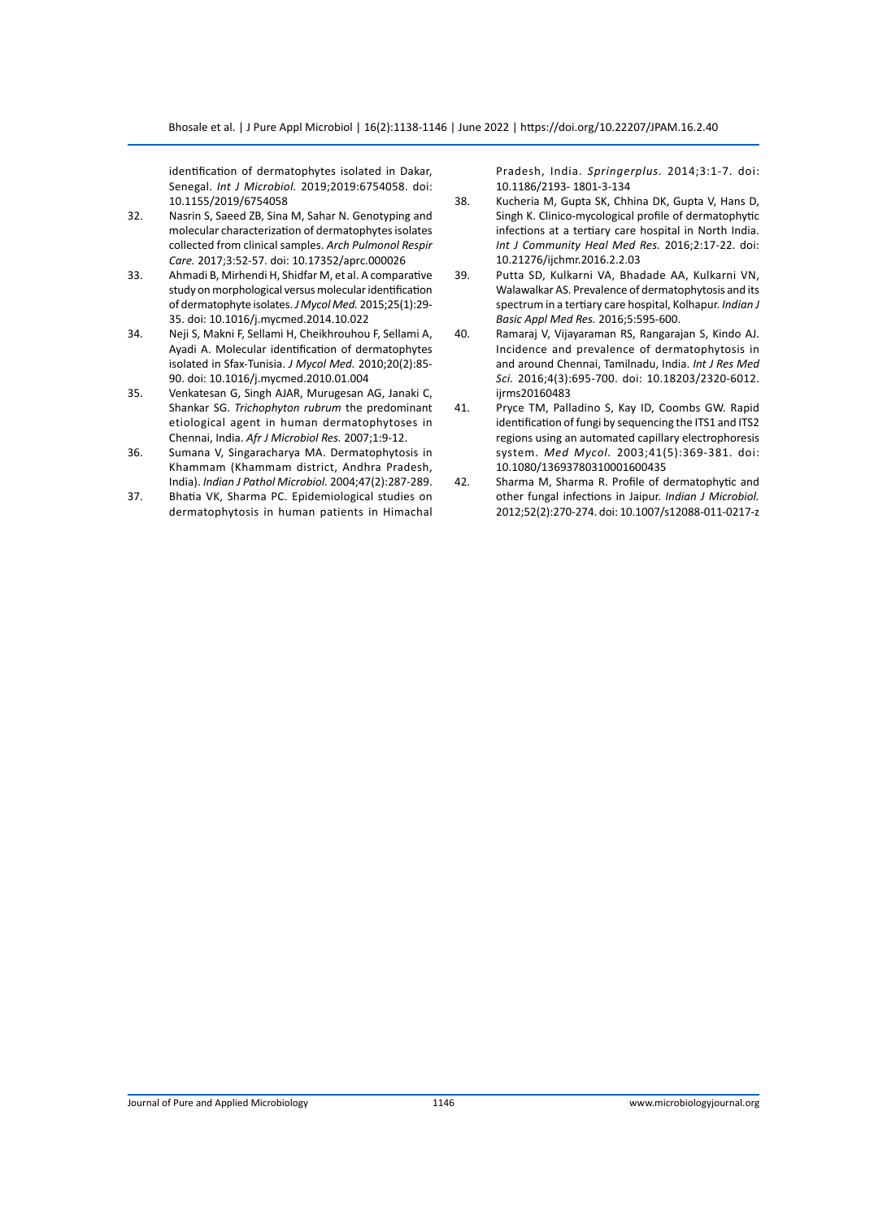identification of dermatophytes isolated in Dakar, Senegal. *Int J Microbiol.* 2019;2019:6754058. doi: 10.1155/2019/6754058

32. Nasrin S, Saeed ZB, Sina M, Sahar N. Genotyping and molecular characterization of dermatophytes isolates collected from clinical samples. *Arch Pulmonol Respir Care.* 2017;3:52-57. doi: 10.17352/aprc.000026
33. Ahmadi B, Mirhendi H, Shidfar M, et al. A comparative study on morphological versus molecular identification of dermatophyte isolates. *J Mycol Med.* 2015;25(1):29-35. doi: 10.1016/j.mycmed.2014.10.022
34. Neji S, Makni F, Sellami H, Cheikhrouhou F, Sellami A, Ayadi A. Molecular identification of dermatophytes isolated in Sfax-Tunisia. *J Mycol Med.* 2010;20(2):85-90. doi: 10.1016/j.mycmed.2010.01.004
35. Venkatesan G, Singh AJAR, Murugesan AG, Janaki C, Shankar SG. *Trichophyton rubrum* the predominant etiological agent in human dermatophytoses in Chennai, India. *Afr J Microbiol Res.* 2007;1:9-12.
36. Sumana V, Singaracharya MA. Dermatophytosis in Khammam (Khammam district, Andhra Pradesh, India). *Indian J Pathol Microbiol.* 2004;47(2):287-289.
37. Bhatia VK, Sharma PC. Epidemiological studies on dermatophytosis in human patients in Himachal Pradesh, India. *Springerplus.* 2014;3:1-7. doi: 10.1186/2193- 1801-3-134
38. Kucheria M, Gupta SK, Chhina DK, Gupta V, Hans D, Singh K. Clinico-mycological profile of dermatophytic infections at a tertiary care hospital in North India. *Int J Community Heal Med Res.* 2016;2:17-22. doi: 10.21276/ijchmr.2016.2.2.03
39. Putta SD, Kulkarni VA, Bhadade AA, Kulkarni VN, Walawalkar AS. Prevalence of dermatophytosis and its spectrum in a tertiary care hospital, Kolhapur. *Indian J Basic Appl Med Res.* 2016;5:595-600.
40. Ramaraj V, Vijayaraman RS, Rangarajan S, Kindo AJ. Incidence and prevalence of dermatophytosis in and around Chennai, Tamilnadu, India. *Int J Res Med Sci.* 2016;4(3):695-700. doi: 10.18203/2320-6012.ijrms20160483
41. Pryce TM, Palladino S, Kay ID, Coombs GW. Rapid identification of fungi by sequencing the ITS1 and ITS2 regions using an automated capillary electrophoresis system. *Med Mycol.* 2003;41(5):369-381. doi: 10.1080/13693780310001600435
42. Sharma M, Sharma R. Profile of dermatophytic and other fungal infections in Jaipur. *Indian J Microbiol.* 2012;52(2):270-274. doi: 10.1007/s12088-011-0217-z